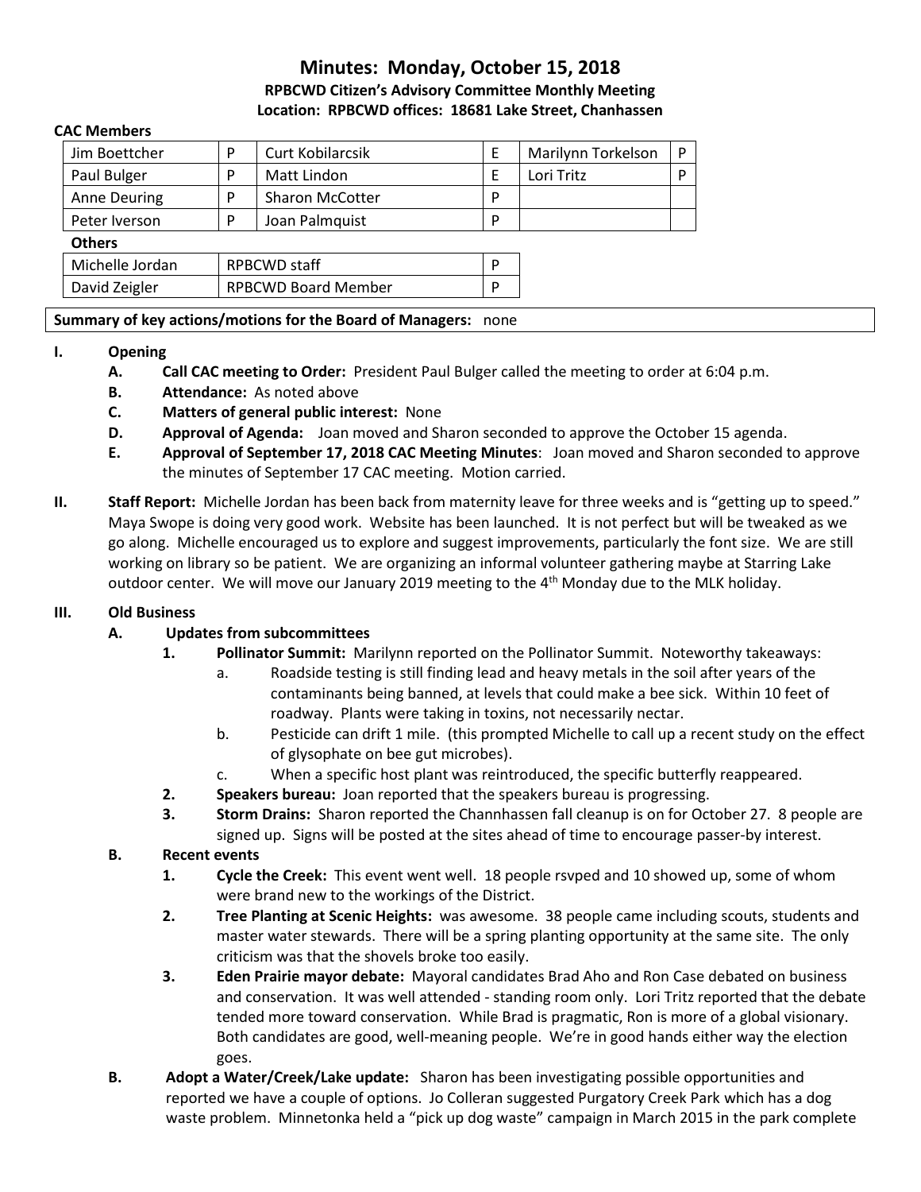# Minutes: Monday, October 15, 2018

**RPBCWD Citizen's Advisory Committee Monthly Meeting**

**Location: RPBCWD offices: 18681 Lake Street, Chanhassen**

**CAC Members**

| | | | | | |
|---|---|---|---|---|---|
| Jim Boettcher | P | Curt Kobilarcsik | E | Marilynn Torkelson | P |
| Paul Bulger | P | Matt Lindon | E | Lori Tritz | P |
| Anne Deuring | P | Sharon McCotter | P | | |
| Peter Iverson | P | Joan Palmquist | P | | |

**Others**

| | | |
|---|---|---|
| Michelle Jordan | RPBCWD staff | P |
| David Zeigler | RPBCWD Board Member | P |

**Summary of key actions/motions for the Board of Managers:** none

**I. Opening**

- **A. Call CAC meeting to Order:** President Paul Bulger called the meeting to order at 6:04 p.m.
- **B. Attendance:** As noted above
- **C. Matters of general public interest:** None
- **D. Approval of Agenda:** Joan moved and Sharon seconded to approve the October 15 agenda.
- **E. Approval of September 17, 2018 CAC Meeting Minutes**: Joan moved and Sharon seconded to approve the minutes of September 17 CAC meeting. Motion carried.

**II. Staff Report:** Michelle Jordan has been back from maternity leave for three weeks and is "getting up to speed." Maya Swope is doing very good work. Website has been launched. It is not perfect but will be tweaked as we go along. Michelle encouraged us to explore and suggest improvements, particularly the font size. We are still working on library so be patient. We are organizing an informal volunteer gathering maybe at Starring Lake outdoor center. We will move our January 2019 meeting to the 4th Monday due to the MLK holiday.

**III. Old Business**

**A. Updates from subcommittees**

1. **Pollinator Summit:** Marilynn reported on the Pollinator Summit. Noteworthy takeaways:
   - a. Roadside testing is still finding lead and heavy metals in the soil after years of the contaminants being banned, at levels that could make a bee sick. Within 10 feet of roadway. Plants were taking in toxins, not necessarily nectar.
   - b. Pesticide can drift 1 mile. (this prompted Michelle to call up a recent study on the effect of glysophate on bee gut microbes).
   - c. When a specific host plant was reintroduced, the specific butterfly reappeared.
2. **Speakers bureau:** Joan reported that the speakers bureau is progressing.
3. **Storm Drains:** Sharon reported the Channhassen fall cleanup is on for October 27. 8 people are signed up. Signs will be posted at the sites ahead of time to encourage passer-by interest.

**B. Recent events**

1. **Cycle the Creek:** This event went well. 18 people rsvped and 10 showed up, some of whom were brand new to the workings of the District.
2. **Tree Planting at Scenic Heights:** was awesome. 38 people came including scouts, students and master water stewards. There will be a spring planting opportunity at the same site. The only criticism was that the shovels broke too easily.
3. **Eden Prairie mayor debate:** Mayoral candidates Brad Aho and Ron Case debated on business and conservation. It was well attended - standing room only. Lori Tritz reported that the debate tended more toward conservation. While Brad is pragmatic, Ron is more of a global visionary. Both candidates are good, well-meaning people. We're in good hands either way the election goes.

**B. Adopt a Water/Creek/Lake update:** Sharon has been investigating possible opportunities and reported we have a couple of options. Jo Colleran suggested Purgatory Creek Park which has a dog waste problem. Minnetonka held a "pick up dog waste" campaign in March 2015 in the park complete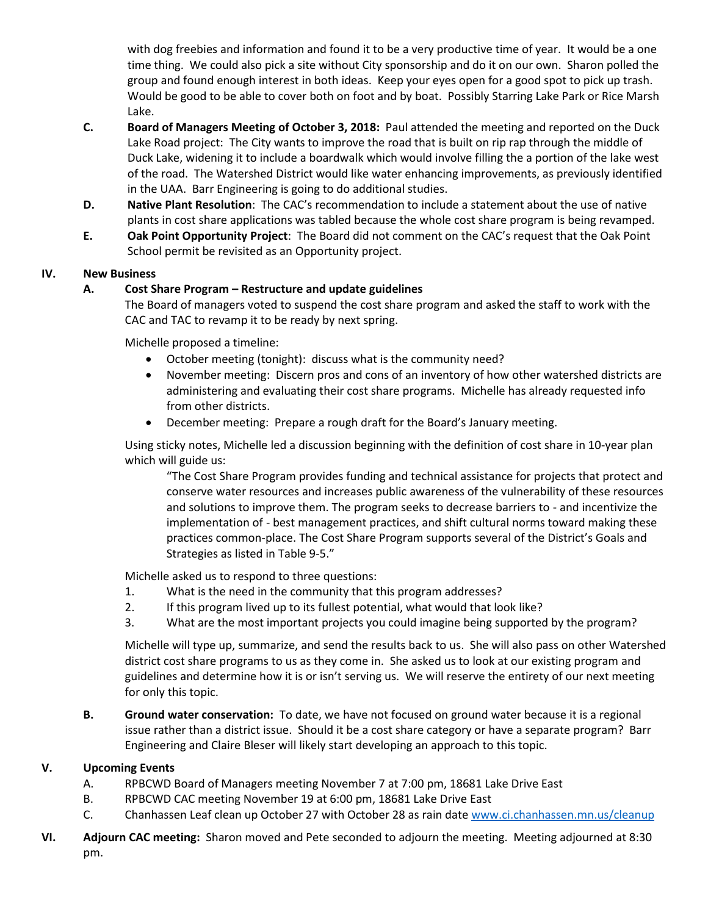with dog freebies and information and found it to be a very productive time of year. It would be a one time thing. We could also pick a site without City sponsorship and do it on our own. Sharon polled the group and found enough interest in both ideas. Keep your eyes open for a good spot to pick up trash. Would be good to be able to cover both on foot and by boat. Possibly Starring Lake Park or Rice Marsh Lake.

**C. Board of Managers Meeting of October 3, 2018:** Paul attended the meeting and reported on the Duck Lake Road project: The City wants to improve the road that is built on rip rap through the middle of Duck Lake, widening it to include a boardwalk which would involve filling the a portion of the lake west of the road. The Watershed District would like water enhancing improvements, as previously identified in the UAA. Barr Engineering is going to do additional studies.

**D. Native Plant Resolution**: The CAC's recommendation to include a statement about the use of native plants in cost share applications was tabled because the whole cost share program is being revamped.

**E. Oak Point Opportunity Project**: The Board did not comment on the CAC's request that the Oak Point School permit be revisited as an Opportunity project.

## IV. New Business

### A. Cost Share Program – Restructure and update guidelines

The Board of managers voted to suspend the cost share program and asked the staff to work with the CAC and TAC to revamp it to be ready by next spring.

Michelle proposed a timeline:

- October meeting (tonight): discuss what is the community need?
- November meeting: Discern pros and cons of an inventory of how other watershed districts are administering and evaluating their cost share programs. Michelle has already requested info from other districts.
- December meeting: Prepare a rough draft for the Board's January meeting.

Using sticky notes, Michelle led a discussion beginning with the definition of cost share in 10-year plan which will guide us:

> "The Cost Share Program provides funding and technical assistance for projects that protect and conserve water resources and increases public awareness of the vulnerability of these resources and solutions to improve them. The program seeks to decrease barriers to - and incentivize the implementation of - best management practices, and shift cultural norms toward making these practices common-place. The Cost Share Program supports several of the District's Goals and Strategies as listed in Table 9-5."

Michelle asked us to respond to three questions:

1. What is the need in the community that this program addresses?
2. If this program lived up to its fullest potential, what would that look like?
3. What are the most important projects you could imagine being supported by the program?

Michelle will type up, summarize, and send the results back to us. She will also pass on other Watershed district cost share programs to us as they come in. She asked us to look at our existing program and guidelines and determine how it is or isn't serving us. We will reserve the entirety of our next meeting for only this topic.

**B. Ground water conservation:** To date, we have not focused on ground water because it is a regional issue rather than a district issue. Should it be a cost share category or have a separate program? Barr Engineering and Claire Bleser will likely start developing an approach to this topic.

## V. Upcoming Events

A. RPBCWD Board of Managers meeting November 7 at 7:00 pm, 18681 Lake Drive East

B. RPBCWD CAC meeting November 19 at 6:00 pm, 18681 Lake Drive East

C. Chanhassen Leaf clean up October 27 with October 28 as rain date www.ci.chanhassen.mn.us/cleanup

## VI. Adjourn CAC meeting:

Sharon moved and Pete seconded to adjourn the meeting. Meeting adjourned at 8:30 pm.